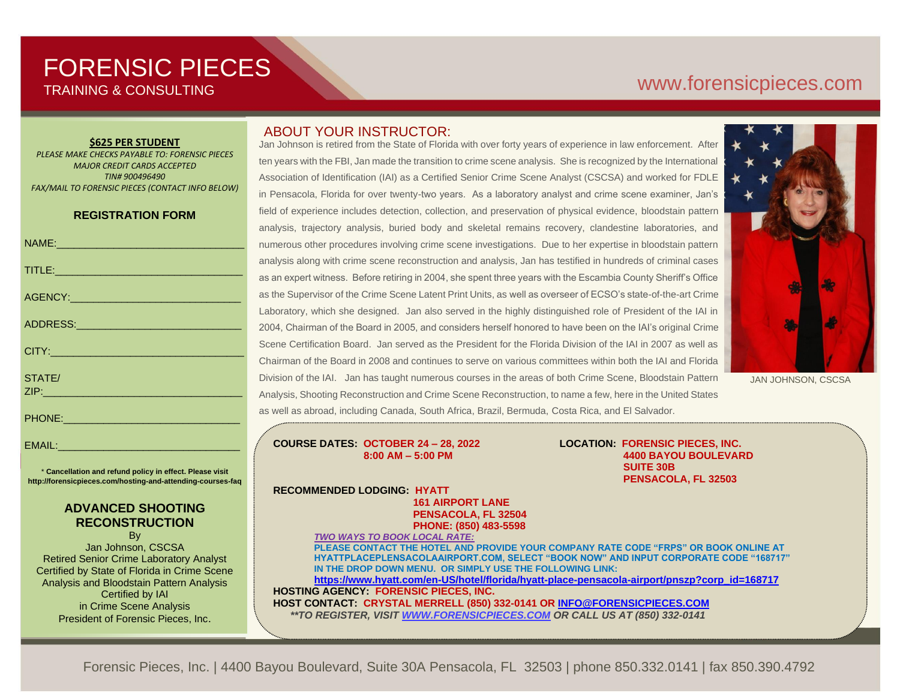# FORENSIC PIECES
TRAINING & CONSULTING

www.forensicpieces.com

**$625 PER STUDENT**

*PLEASE MAKE CHECKS PAYABLE TO: FORENSIC PIECES*
*MAJOR CREDIT CARDS ACCEPTED*
*TIN# 900496490*
*FAX/MAIL TO FORENSIC PIECES (CONTACT INFO BELOW)*

## REGISTRATION FORM

NAME:________________________________

TITLE:________________________________

AGENCY:______________________________

ADDRESS:_____________________________

CITY:_________________________________

STATE/
ZIP:__________________________________

PHONE:______________________________

EMAIL:_______________________________

* **Cancellation and refund policy in effect. Please visit http://forensicpieces.com/hosting-and-attending-courses-faq**

## ADVANCED SHOOTING RECONSTRUCTION

By
Jan Johnson, CSCSA
Retired Senior Crime Laboratory Analyst
Certified by State of Florida in Crime Scene Analysis and Bloodstain Pattern Analysis
Certified by IAI
in Crime Scene Analysis
President of Forensic Pieces, Inc.

## ABOUT YOUR INSTRUCTOR:

Jan Johnson is retired from the State of Florida with over forty years of experience in law enforcement. After ten years with the FBI, Jan made the transition to crime scene analysis. She is recognized by the International Association of Identification (IAI) as a Certified Senior Crime Scene Analyst (CSCSA) and worked for FDLE in Pensacola, Florida for over twenty-two years. As a laboratory analyst and crime scene examiner, Jan's field of experience includes detection, collection, and preservation of physical evidence, bloodstain pattern analysis, trajectory analysis, buried body and skeletal remains recovery, clandestine laboratories, and numerous other procedures involving crime scene investigations. Due to her expertise in bloodstain pattern analysis along with crime scene reconstruction and analysis, Jan has testified in hundreds of criminal cases as an expert witness. Before retiring in 2004, she spent three years with the Escambia County Sheriff's Office as the Supervisor of the Crime Scene Latent Print Units, as well as overseer of ECSO's state-of-the-art Crime Laboratory, which she designed. Jan also served in the highly distinguished role of President of the IAI in 2004, Chairman of the Board in 2005, and considers herself honored to have been on the IAI's original Crime Scene Certification Board. Jan served as the President for the Florida Division of the IAI in 2007 as well as Chairman of the Board in 2008 and continues to serve on various committees within both the IAI and Florida Division of the IAI. Jan has taught numerous courses in the areas of both Crime Scene, Bloodstain Pattern Analysis, Shooting Reconstruction and Crime Scene Reconstruction, to name a few, here in the United States as well as abroad, including Canada, South Africa, Brazil, Bermuda, Costa Rica, and El Salvador.

JAN JOHNSON, CSCSA

**COURSE DATES:** **OCTOBER 24 – 28, 2022**
**8:00 AM – 5:00 PM**

**LOCATION:** **FORENSIC PIECES, INC.**
**4400 BAYOU BOULEVARD**
**SUITE 30B**
**PENSACOLA, FL 32503**

**RECOMMENDED LODGING:** **HYATT**
**161 AIRPORT LANE**
**PENSACOLA, FL 32504**
**PHONE: (850) 483-5598**

***TWO WAYS TO BOOK LOCAL RATE:***
**PLEASE CONTACT THE HOTEL AND PROVIDE YOUR COMPANY RATE CODE "FRPS" OR BOOK ONLINE AT HYATTPLACEPENSACOLAAIRPORT.COM, SELECT "BOOK NOW" AND INPUT CORPORATE CODE "168717" IN THE DROP DOWN MENU. OR SIMPLY USE THE FOLLOWING LINK:**
**https://www.hyatt.com/en-US/hotel/florida/hyatt-place-pensacola-airport/pnszp?corp_id=168717**

**HOSTING AGENCY:** **FORENSIC PIECES, INC.**
**HOST CONTACT:** **CRYSTAL MERRELL (850) 332-0141 OR INFO@FORENSICPIECES.COM**
***\*\*TO REGISTER, VISIT WWW.FORENSICPIECES.COM OR CALL US AT (850) 332-0141***

Forensic Pieces, Inc. | 4400 Bayou Boulevard, Suite 30A Pensacola, FL 32503 | phone 850.332.0141 | fax 850.390.4792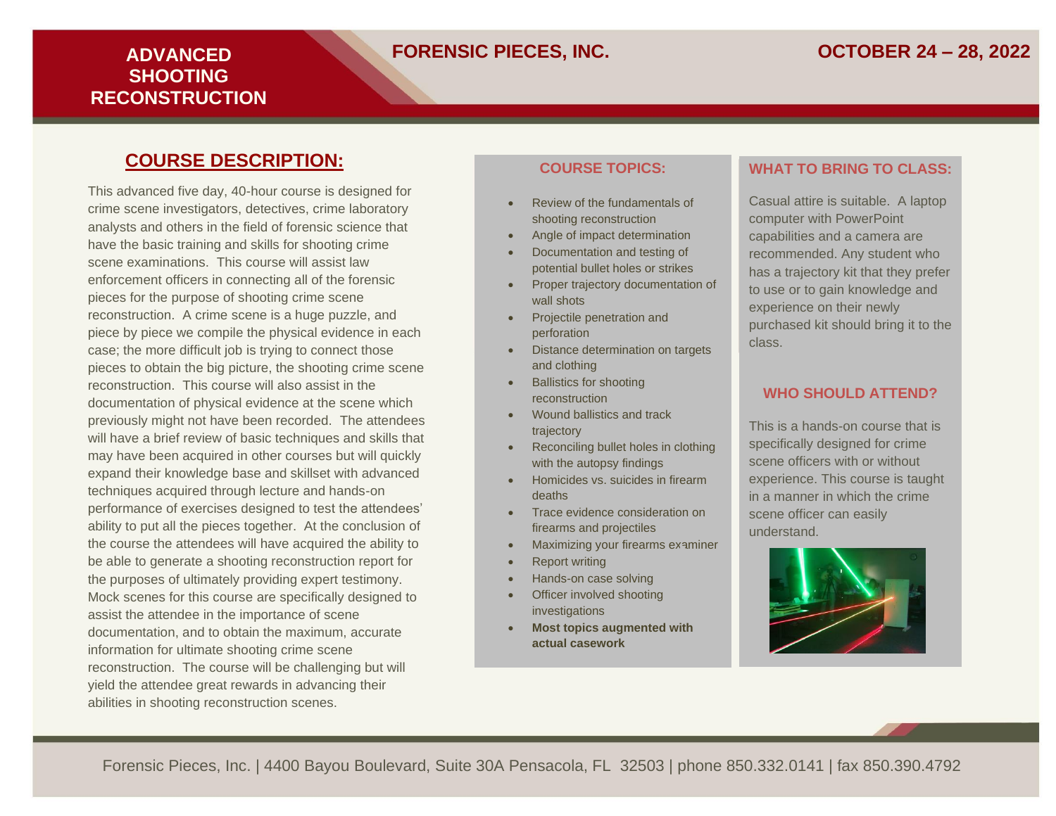# ADVANCED SHOOTING RECONSTRUCTION

**FORENSIC PIECES, INC.**

**OCTOBER 24 – 28, 2022**

## COURSE DESCRIPTION:

This advanced five day, 40-hour course is designed for crime scene investigators, detectives, crime laboratory analysts and others in the field of forensic science that have the basic training and skills for shooting crime scene examinations. This course will assist law enforcement officers in connecting all of the forensic pieces for the purpose of shooting crime scene reconstruction. A crime scene is a huge puzzle, and piece by piece we compile the physical evidence in each case; the more difficult job is trying to connect those pieces to obtain the big picture, the shooting crime scene reconstruction. This course will also assist in the documentation of physical evidence at the scene which previously might not have been recorded. The attendees will have a brief review of basic techniques and skills that may have been acquired in other courses but will quickly expand their knowledge base and skillset with advanced techniques acquired through lecture and hands-on performance of exercises designed to test the attendees' ability to put all the pieces together. At the conclusion of the course the attendees will have acquired the ability to be able to generate a shooting reconstruction report for the purposes of ultimately providing expert testimony. Mock scenes for this course are specifically designed to assist the attendee in the importance of scene documentation, and to obtain the maximum, accurate information for ultimate shooting crime scene reconstruction. The course will be challenging but will yield the attendee great rewards in advancing their abilities in shooting reconstruction scenes.

## COURSE TOPICS:

- Review of the fundamentals of shooting reconstruction
- Angle of impact determination
- Documentation and testing of potential bullet holes or strikes
- Proper trajectory documentation of wall shots
- Projectile penetration and perforation
- Distance determination on targets and clothing
- Ballistics for shooting reconstruction
- Wound ballistics and track trajectory
- Reconciling bullet holes in clothing with the autopsy findings
- Homicides vs. suicides in firearm deaths
- Trace evidence consideration on firearms and projectiles
- Maximizing your firearms examiner
- Report writing
- Hands-on case solving
- Officer involved shooting investigations
- **Most topics augmented with actual casework**

## WHAT TO BRING TO CLASS:

Casual attire is suitable. A laptop computer with PowerPoint capabilities and a camera are recommended. Any student who has a trajectory kit that they prefer to use or to gain knowledge and experience on their newly purchased kit should bring it to the class.

## WHO SHOULD ATTEND?

This is a hands-on course that is specifically designed for crime scene officers with or without experience. This course is taught in a manner in which the crime scene officer can easily understand.

Forensic Pieces, Inc. | 4400 Bayou Boulevard, Suite 30A Pensacola, FL 32503 | phone 850.332.0141 | fax 850.390.4792